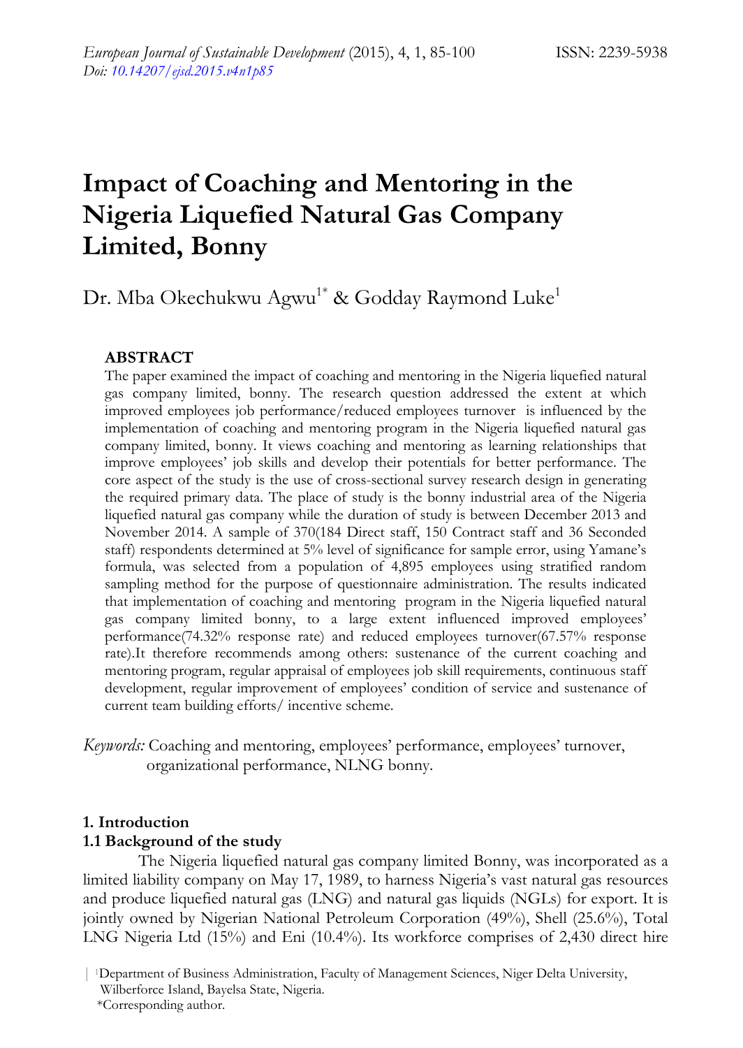# Impact of Coaching and Mentoring in the Nigeria Liquefied Natural Gas Company Limited, Bonny

Dr. Mba Okechukwu Agwu[1*] & Godday Raymond Luke[1]

### ABSTRACT

The paper examined the impact of coaching and mentoring in the Nigeria liquefied natural gas company limited, bonny. The research question addressed the extent at which improved employees job performance/reduced employees turnover is influenced by the implementation of coaching and mentoring program in the Nigeria liquefied natural gas company limited, bonny. It views coaching and mentoring as learning relationships that improve employees' job skills and develop their potentials for better performance. The core aspect of the study is the use of cross-sectional survey research design in generating the required primary data. The place of study is the bonny industrial area of the Nigeria liquefied natural gas company while the duration of study is between December 2013 and November 2014. A sample of 370(184 Direct staff, 150 Contract staff and 36 Seconded staff) respondents determined at 5% level of significance for sample error, using Yamane's formula, was selected from a population of 4,895 employees using stratified random sampling method for the purpose of questionnaire administration. The results indicated that implementation of coaching and mentoring program in the Nigeria liquefied natural gas company limited bonny, to a large extent influenced improved employees' performance(74.32% response rate) and reduced employees turnover(67.57% response rate).It therefore recommends among others: sustenance of the current coaching and mentoring program, regular appraisal of employees job skill requirements, continuous staff development, regular improvement of employees' condition of service and sustenance of current team building efforts/ incentive scheme.

*Keywords:* Coaching and mentoring, employees' performance, employees' turnover, organizational performance, NLNG bonny.

## 1. Introduction

### 1.1 Background of the study

The Nigeria liquefied natural gas company limited Bonny, was incorporated as a limited liability company on May 17, 1989, to harness Nigeria's vast natural gas resources and produce liquefied natural gas (LNG) and natural gas liquids (NGLs) for export. It is jointly owned by Nigerian National Petroleum Corporation (49%), Shell (25.6%), Total LNG Nigeria Ltd (15%) and Eni (10.4%). Its workforce comprises of 2,430 direct hire

[1]Department of Business Administration, Faculty of Management Sciences, Niger Delta University, Wilberforce Island, Bayelsa State, Nigeria.
*Corresponding author.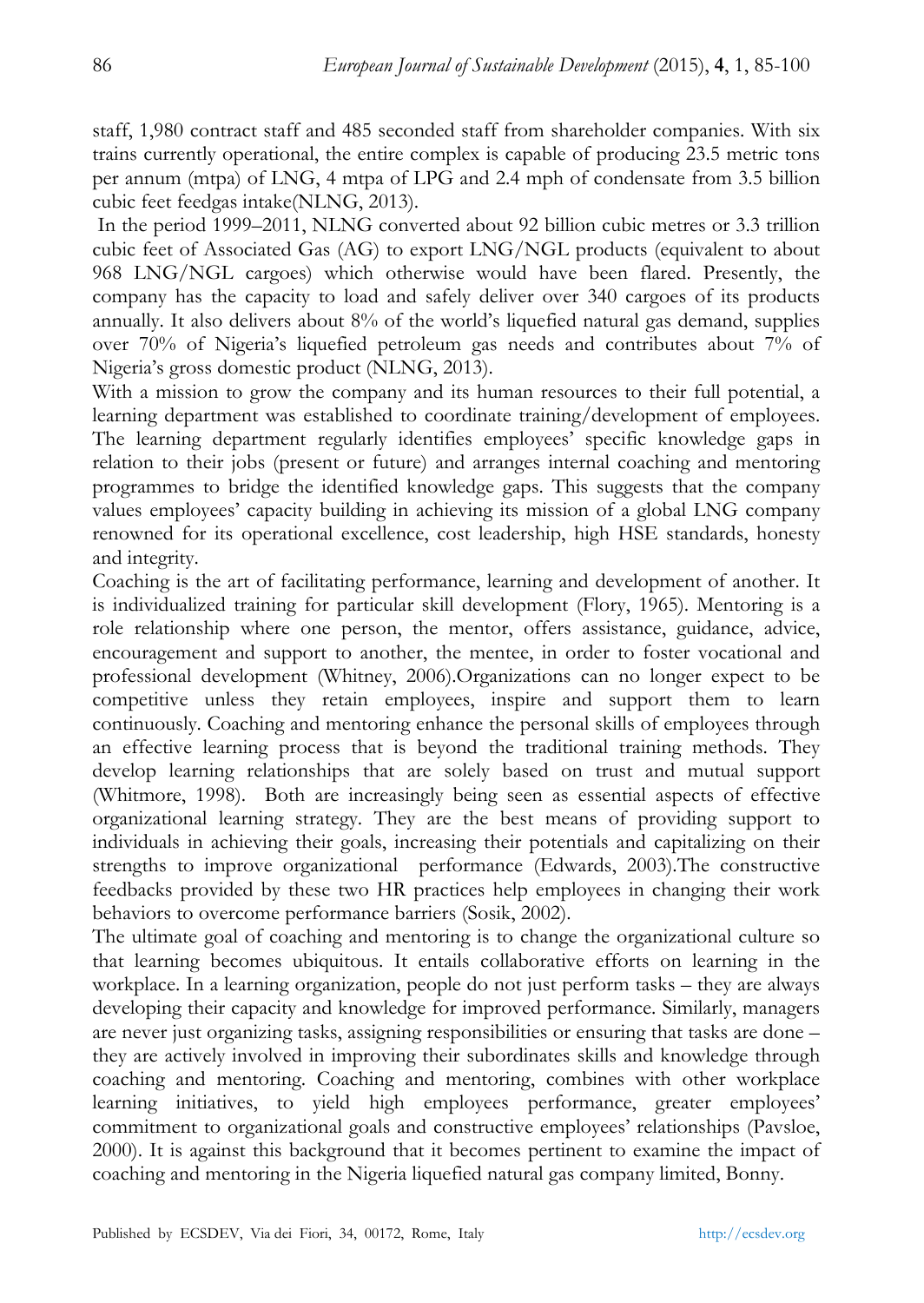staff, 1,980 contract staff and 485 seconded staff from shareholder companies. With six trains currently operational, the entire complex is capable of producing 23.5 metric tons per annum (mtpa) of LNG, 4 mtpa of LPG and 2.4 mph of condensate from 3.5 billion cubic feet feedgas intake(NLNG, 2013).

In the period 1999–2011, NLNG converted about 92 billion cubic metres or 3.3 trillion cubic feet of Associated Gas (AG) to export LNG/NGL products (equivalent to about 968 LNG/NGL cargoes) which otherwise would have been flared. Presently, the company has the capacity to load and safely deliver over 340 cargoes of its products annually. It also delivers about 8% of the world's liquefied natural gas demand, supplies over 70% of Nigeria's liquefied petroleum gas needs and contributes about 7% of Nigeria's gross domestic product (NLNG, 2013).

With a mission to grow the company and its human resources to their full potential, a learning department was established to coordinate training/development of employees. The learning department regularly identifies employees' specific knowledge gaps in relation to their jobs (present or future) and arranges internal coaching and mentoring programmes to bridge the identified knowledge gaps. This suggests that the company values employees' capacity building in achieving its mission of a global LNG company renowned for its operational excellence, cost leadership, high HSE standards, honesty and integrity.

Coaching is the art of facilitating performance, learning and development of another. It is individualized training for particular skill development (Flory, 1965). Mentoring is a role relationship where one person, the mentor, offers assistance, guidance, advice, encouragement and support to another, the mentee, in order to foster vocational and professional development (Whitney, 2006).Organizations can no longer expect to be competitive unless they retain employees, inspire and support them to learn continuously. Coaching and mentoring enhance the personal skills of employees through an effective learning process that is beyond the traditional training methods. They develop learning relationships that are solely based on trust and mutual support (Whitmore, 1998). Both are increasingly being seen as essential aspects of effective organizational learning strategy. They are the best means of providing support to individuals in achieving their goals, increasing their potentials and capitalizing on their strengths to improve organizational performance (Edwards, 2003).The constructive feedbacks provided by these two HR practices help employees in changing their work behaviors to overcome performance barriers (Sosik, 2002).

The ultimate goal of coaching and mentoring is to change the organizational culture so that learning becomes ubiquitous. It entails collaborative efforts on learning in the workplace. In a learning organization, people do not just perform tasks – they are always developing their capacity and knowledge for improved performance. Similarly, managers are never just organizing tasks, assigning responsibilities or ensuring that tasks are done – they are actively involved in improving their subordinates skills and knowledge through coaching and mentoring. Coaching and mentoring, combines with other workplace learning initiatives, to yield high employees performance, greater employees' commitment to organizational goals and constructive employees' relationships (Pavsloe, 2000). It is against this background that it becomes pertinent to examine the impact of coaching and mentoring in the Nigeria liquefied natural gas company limited, Bonny.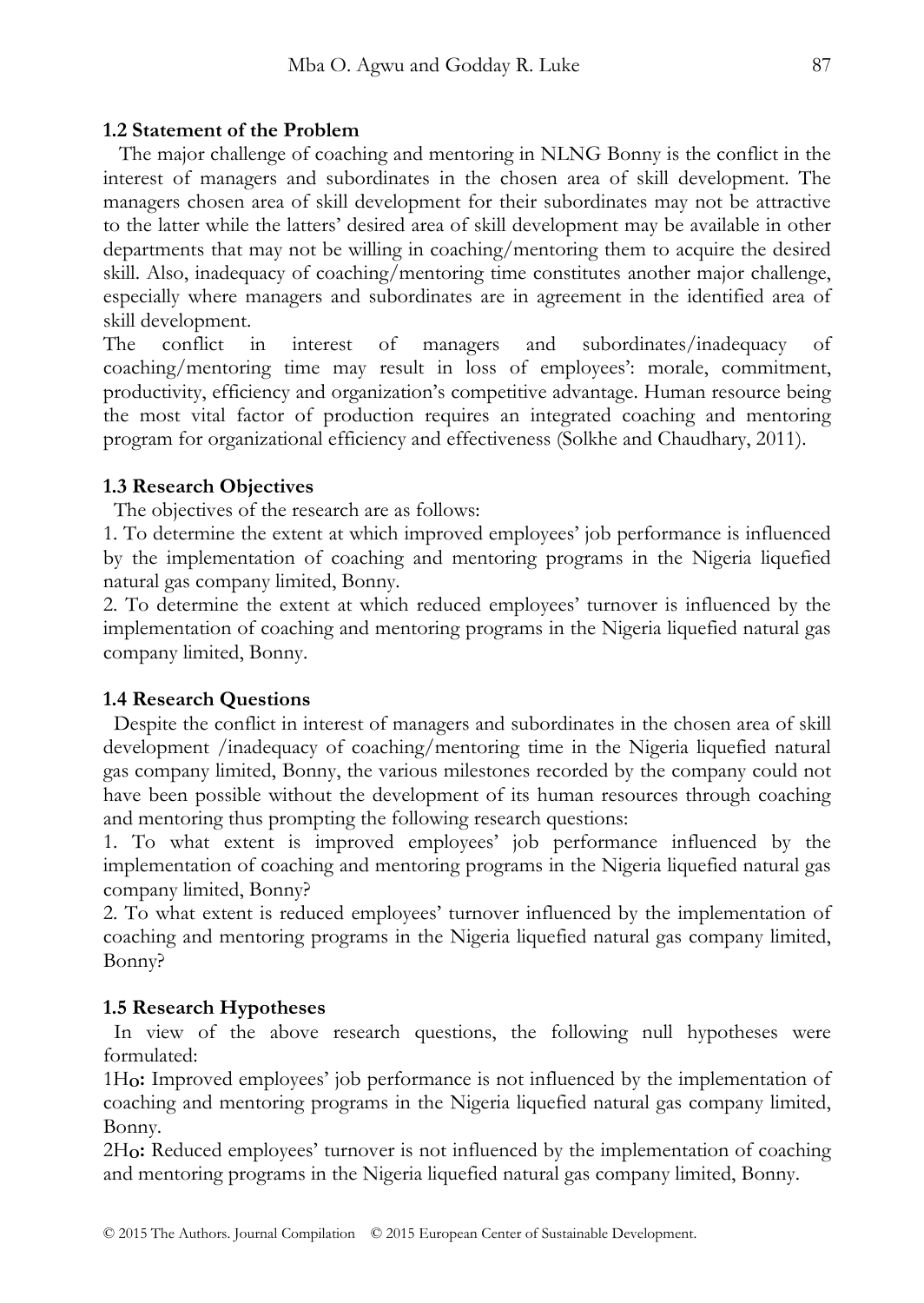### 1.2 Statement of the Problem

The major challenge of coaching and mentoring in NLNG Bonny is the conflict in the interest of managers and subordinates in the chosen area of skill development. The managers chosen area of skill development for their subordinates may not be attractive to the latter while the latters' desired area of skill development may be available in other departments that may not be willing in coaching/mentoring them to acquire the desired skill. Also, inadequacy of coaching/mentoring time constitutes another major challenge, especially where managers and subordinates are in agreement in the identified area of skill development.

The conflict in interest of managers and subordinates/inadequacy of coaching/mentoring time may result in loss of employees': morale, commitment, productivity, efficiency and organization's competitive advantage. Human resource being the most vital factor of production requires an integrated coaching and mentoring program for organizational efficiency and effectiveness (Solkhe and Chaudhary, 2011).

### 1.3 Research Objectives

The objectives of the research are as follows:

1. To determine the extent at which improved employees' job performance is influenced by the implementation of coaching and mentoring programs in the Nigeria liquefied natural gas company limited, Bonny.
2. To determine the extent at which reduced employees' turnover is influenced by the implementation of coaching and mentoring programs in the Nigeria liquefied natural gas company limited, Bonny.

### 1.4 Research Questions

Despite the conflict in interest of managers and subordinates in the chosen area of skill development /inadequacy of coaching/mentoring time in the Nigeria liquefied natural gas company limited, Bonny, the various milestones recorded by the company could not have been possible without the development of its human resources through coaching and mentoring thus prompting the following research questions:

1. To what extent is improved employees' job performance influenced by the implementation of coaching and mentoring programs in the Nigeria liquefied natural gas company limited, Bonny?
2. To what extent is reduced employees' turnover influenced by the implementation of coaching and mentoring programs in the Nigeria liquefied natural gas company limited, Bonny?

### 1.5 Research Hypotheses

In view of the above research questions, the following null hypotheses were formulated:

1H**o:** Improved employees' job performance is not influenced by the implementation of coaching and mentoring programs in the Nigeria liquefied natural gas company limited, Bonny.

2H**o:** Reduced employees' turnover is not influenced by the implementation of coaching and mentoring programs in the Nigeria liquefied natural gas company limited, Bonny.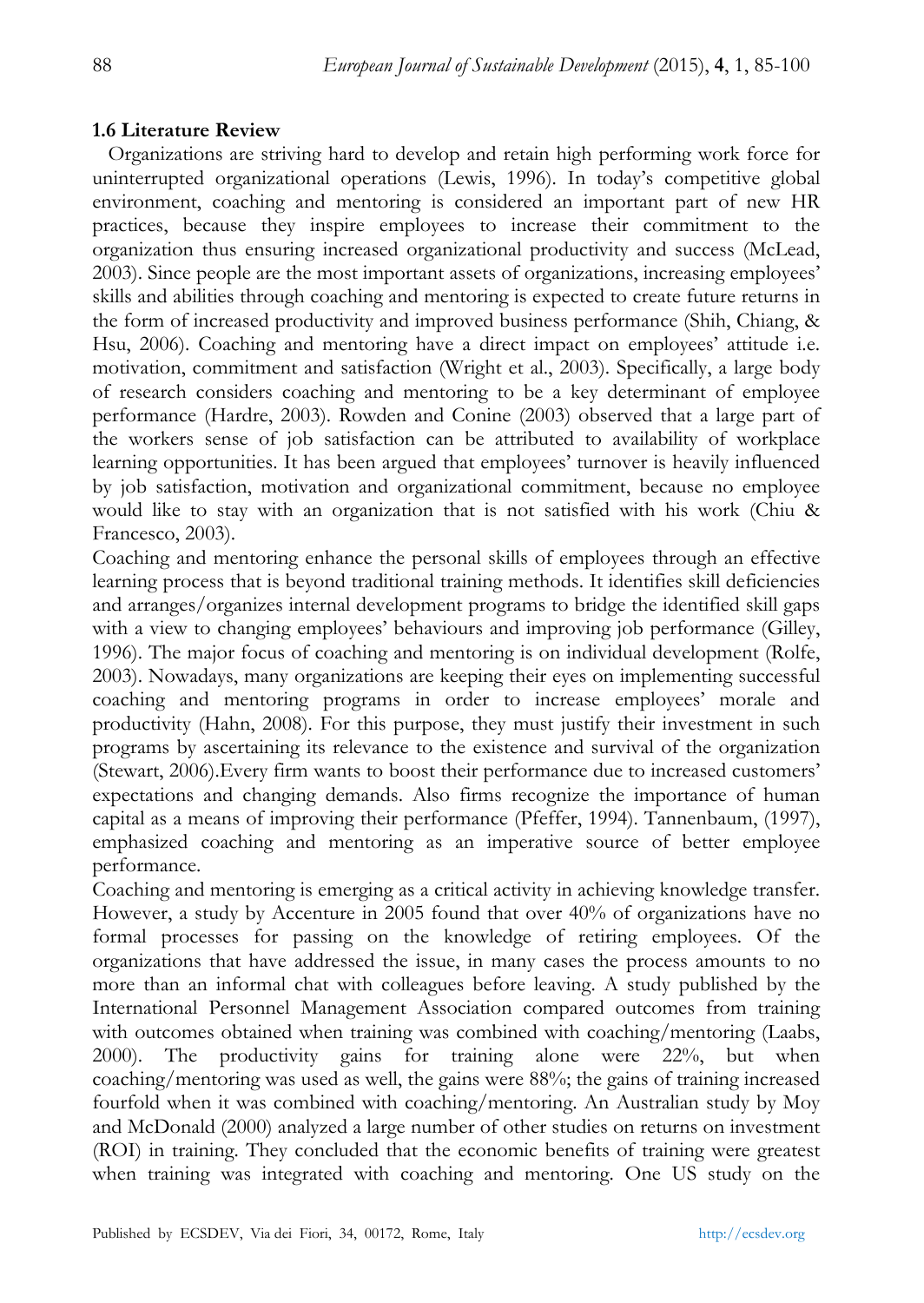### 1.6 Literature Review

Organizations are striving hard to develop and retain high performing work force for uninterrupted organizational operations (Lewis, 1996). In today's competitive global environment, coaching and mentoring is considered an important part of new HR practices, because they inspire employees to increase their commitment to the organization thus ensuring increased organizational productivity and success (McLead, 2003). Since people are the most important assets of organizations, increasing employees' skills and abilities through coaching and mentoring is expected to create future returns in the form of increased productivity and improved business performance (Shih, Chiang, & Hsu, 2006). Coaching and mentoring have a direct impact on employees' attitude i.e. motivation, commitment and satisfaction (Wright et al., 2003). Specifically, a large body of research considers coaching and mentoring to be a key determinant of employee performance (Hardre, 2003). Rowden and Conine (2003) observed that a large part of the workers sense of job satisfaction can be attributed to availability of workplace learning opportunities. It has been argued that employees' turnover is heavily influenced by job satisfaction, motivation and organizational commitment, because no employee would like to stay with an organization that is not satisfied with his work (Chiu & Francesco, 2003).

Coaching and mentoring enhance the personal skills of employees through an effective learning process that is beyond traditional training methods. It identifies skill deficiencies and arranges/organizes internal development programs to bridge the identified skill gaps with a view to changing employees' behaviours and improving job performance (Gilley, 1996). The major focus of coaching and mentoring is on individual development (Rolfe, 2003). Nowadays, many organizations are keeping their eyes on implementing successful coaching and mentoring programs in order to increase employees' morale and productivity (Hahn, 2008). For this purpose, they must justify their investment in such programs by ascertaining its relevance to the existence and survival of the organization (Stewart, 2006).Every firm wants to boost their performance due to increased customers' expectations and changing demands. Also firms recognize the importance of human capital as a means of improving their performance (Pfeffer, 1994). Tannenbaum, (1997), emphasized coaching and mentoring as an imperative source of better employee performance.

Coaching and mentoring is emerging as a critical activity in achieving knowledge transfer. However, a study by Accenture in 2005 found that over 40% of organizations have no formal processes for passing on the knowledge of retiring employees. Of the organizations that have addressed the issue, in many cases the process amounts to no more than an informal chat with colleagues before leaving. A study published by the International Personnel Management Association compared outcomes from training with outcomes obtained when training was combined with coaching/mentoring (Laabs, 2000). The productivity gains for training alone were 22%, but when coaching/mentoring was used as well, the gains were 88%; the gains of training increased fourfold when it was combined with coaching/mentoring. An Australian study by Moy and McDonald (2000) analyzed a large number of other studies on returns on investment (ROI) in training. They concluded that the economic benefits of training were greatest when training was integrated with coaching and mentoring. One US study on the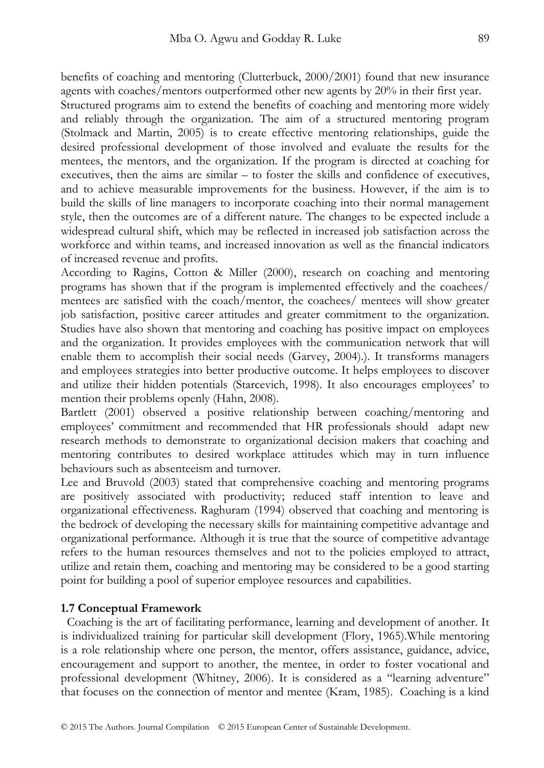benefits of coaching and mentoring (Clutterbuck, 2000/2001) found that new insurance agents with coaches/mentors outperformed other new agents by 20% in their first year.

Structured programs aim to extend the benefits of coaching and mentoring more widely and reliably through the organization. The aim of a structured mentoring program (Stolmack and Martin, 2005) is to create effective mentoring relationships, guide the desired professional development of those involved and evaluate the results for the mentees, the mentors, and the organization. If the program is directed at coaching for executives, then the aims are similar – to foster the skills and confidence of executives, and to achieve measurable improvements for the business. However, if the aim is to build the skills of line managers to incorporate coaching into their normal management style, then the outcomes are of a different nature. The changes to be expected include a widespread cultural shift, which may be reflected in increased job satisfaction across the workforce and within teams, and increased innovation as well as the financial indicators of increased revenue and profits.

According to Ragins, Cotton & Miller (2000), research on coaching and mentoring programs has shown that if the program is implemented effectively and the coachees/ mentees are satisfied with the coach/mentor, the coachees/ mentees will show greater job satisfaction, positive career attitudes and greater commitment to the organization. Studies have also shown that mentoring and coaching has positive impact on employees and the organization. It provides employees with the communication network that will enable them to accomplish their social needs (Garvey, 2004).). It transforms managers and employees strategies into better productive outcome. It helps employees to discover and utilize their hidden potentials (Starcevich, 1998). It also encourages employees' to mention their problems openly (Hahn, 2008).

Bartlett (2001) observed a positive relationship between coaching/mentoring and employees' commitment and recommended that HR professionals should adapt new research methods to demonstrate to organizational decision makers that coaching and mentoring contributes to desired workplace attitudes which may in turn influence behaviours such as absenteeism and turnover.

Lee and Bruvold (2003) stated that comprehensive coaching and mentoring programs are positively associated with productivity; reduced staff intention to leave and organizational effectiveness. Raghuram (1994) observed that coaching and mentoring is the bedrock of developing the necessary skills for maintaining competitive advantage and organizational performance. Although it is true that the source of competitive advantage refers to the human resources themselves and not to the policies employed to attract, utilize and retain them, coaching and mentoring may be considered to be a good starting point for building a pool of superior employee resources and capabilities.

### 1.7 Conceptual Framework

Coaching is the art of facilitating performance, learning and development of another. It is individualized training for particular skill development (Flory, 1965).While mentoring is a role relationship where one person, the mentor, offers assistance, guidance, advice, encouragement and support to another, the mentee, in order to foster vocational and professional development (Whitney, 2006). It is considered as a "learning adventure" that focuses on the connection of mentor and mentee (Kram, 1985). Coaching is a kind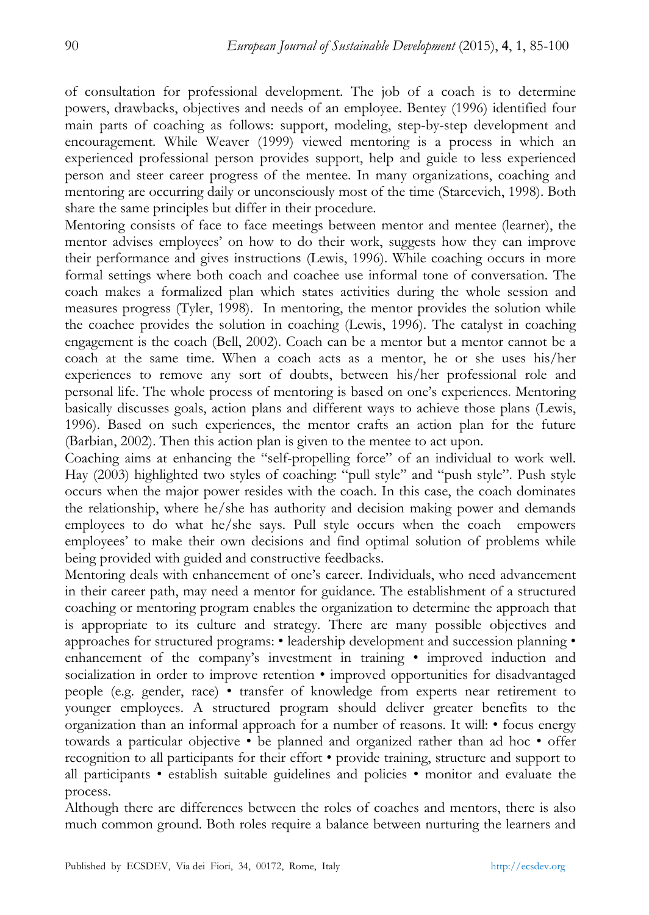of consultation for professional development. The job of a coach is to determine powers, drawbacks, objectives and needs of an employee. Bentey (1996) identified four main parts of coaching as follows: support, modeling, step-by-step development and encouragement. While Weaver (1999) viewed mentoring is a process in which an experienced professional person provides support, help and guide to less experienced person and steer career progress of the mentee. In many organizations, coaching and mentoring are occurring daily or unconsciously most of the time (Starcevich, 1998). Both share the same principles but differ in their procedure.

Mentoring consists of face to face meetings between mentor and mentee (learner), the mentor advises employees' on how to do their work, suggests how they can improve their performance and gives instructions (Lewis, 1996). While coaching occurs in more formal settings where both coach and coachee use informal tone of conversation. The coach makes a formalized plan which states activities during the whole session and measures progress (Tyler, 1998). In mentoring, the mentor provides the solution while the coachee provides the solution in coaching (Lewis, 1996). The catalyst in coaching engagement is the coach (Bell, 2002). Coach can be a mentor but a mentor cannot be a coach at the same time. When a coach acts as a mentor, he or she uses his/her experiences to remove any sort of doubts, between his/her professional role and personal life. The whole process of mentoring is based on one's experiences. Mentoring basically discusses goals, action plans and different ways to achieve those plans (Lewis, 1996). Based on such experiences, the mentor crafts an action plan for the future (Barbian, 2002). Then this action plan is given to the mentee to act upon.

Coaching aims at enhancing the "self-propelling force" of an individual to work well. Hay (2003) highlighted two styles of coaching: "pull style" and "push style". Push style occurs when the major power resides with the coach. In this case, the coach dominates the relationship, where he/she has authority and decision making power and demands employees to do what he/she says. Pull style occurs when the coach empowers employees' to make their own decisions and find optimal solution of problems while being provided with guided and constructive feedbacks.

Mentoring deals with enhancement of one's career. Individuals, who need advancement in their career path, may need a mentor for guidance. The establishment of a structured coaching or mentoring program enables the organization to determine the approach that is appropriate to its culture and strategy. There are many possible objectives and approaches for structured programs: • leadership development and succession planning • enhancement of the company's investment in training • improved induction and socialization in order to improve retention • improved opportunities for disadvantaged people (e.g. gender, race) • transfer of knowledge from experts near retirement to younger employees. A structured program should deliver greater benefits to the organization than an informal approach for a number of reasons. It will: • focus energy towards a particular objective • be planned and organized rather than ad hoc • offer recognition to all participants for their effort • provide training, structure and support to all participants • establish suitable guidelines and policies • monitor and evaluate the process.

Although there are differences between the roles of coaches and mentors, there is also much common ground. Both roles require a balance between nurturing the learners and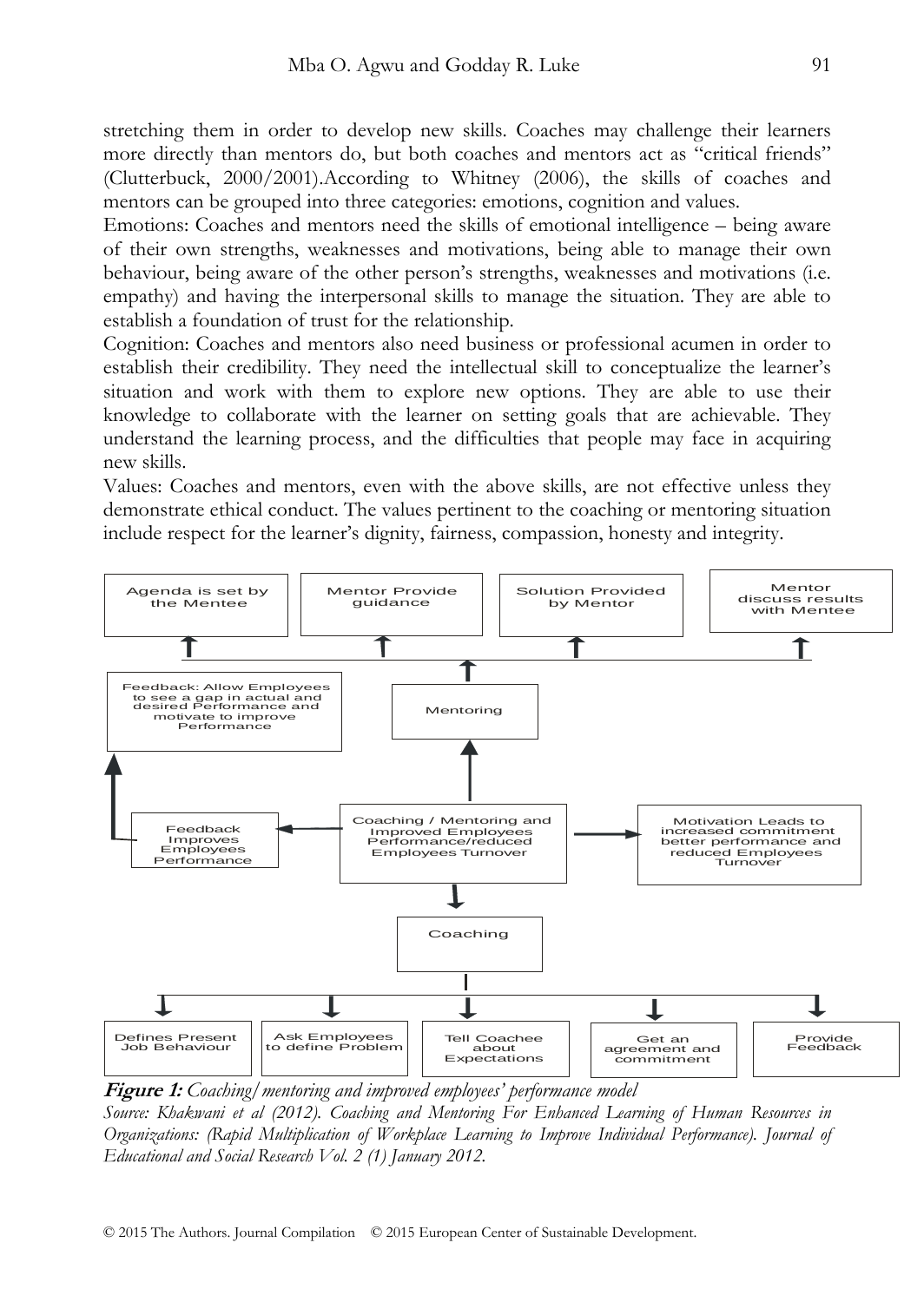stretching them in order to develop new skills. Coaches may challenge their learners more directly than mentors do, but both coaches and mentors act as "critical friends" (Clutterbuck, 2000/2001).According to Whitney (2006), the skills of coaches and mentors can be grouped into three categories: emotions, cognition and values.

Emotions: Coaches and mentors need the skills of emotional intelligence – being aware of their own strengths, weaknesses and motivations, being able to manage their own behaviour, being aware of the other person's strengths, weaknesses and motivations (i.e. empathy) and having the interpersonal skills to manage the situation. They are able to establish a foundation of trust for the relationship.

Cognition: Coaches and mentors also need business or professional acumen in order to establish their credibility. They need the intellectual skill to conceptualize the learner's situation and work with them to explore new options. They are able to use their knowledge to collaborate with the learner on setting goals that are achievable. They understand the learning process, and the difficulties that people may face in acquiring new skills.

Values: Coaches and mentors, even with the above skills, are not effective unless they demonstrate ethical conduct. The values pertinent to the coaching or mentoring situation include respect for the learner's dignity, fairness, compassion, honesty and integrity.

Agenda is set by the Mentee | Mentor Provide guidance | Solution Provided by Mentor | Mentor discuss results with Mentee

Mentoring

Feedback: Allow Employees to see a gap in actual and desired Performance and motivate to improve Performance

Feedback Improves Employees Performance

Coaching / Mentoring and Improved Employees Performance/reduced Employees Turnover

Motivation Leads to increased commitment better performance and reduced Employees Turnover

Coaching

Defines Present Job Behaviour | Ask Employees to define Problem | Tell Coachee about Expectations | Get an agreement and commitment | Provide Feedback

**Figure 1:** *Coaching/mentoring and improved employees' performance model*

*Source: Khakwani et al (2012). Coaching and Mentoring For Enhanced Learning of Human Resources in Organizations: (Rapid Multiplication of Workplace Learning to Improve Individual Performance). Journal of Educational and Social Research Vol. 2 (1) January 2012.*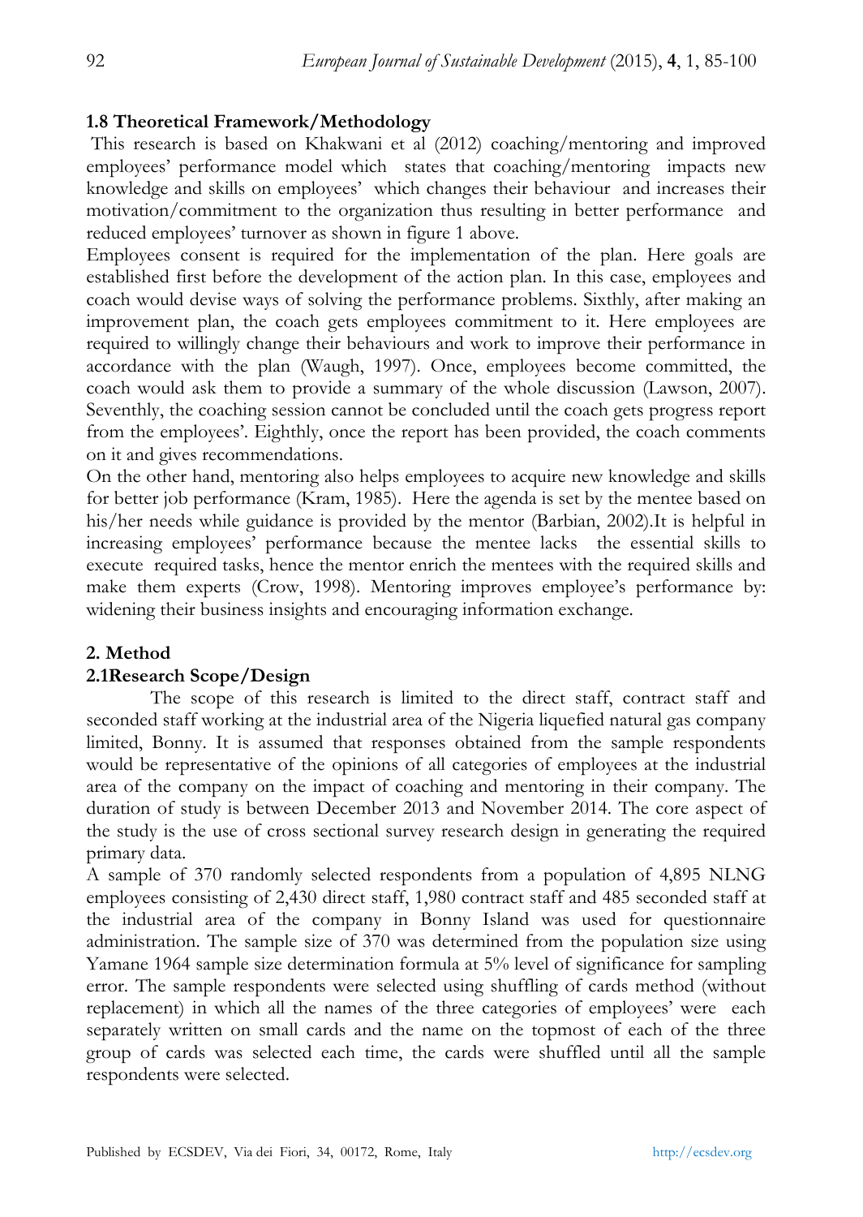### 1.8 Theoretical Framework/Methodology

This research is based on Khakwani et al (2012) coaching/mentoring and improved employees' performance model which states that coaching/mentoring impacts new knowledge and skills on employees' which changes their behaviour and increases their motivation/commitment to the organization thus resulting in better performance and reduced employees' turnover as shown in figure 1 above.

Employees consent is required for the implementation of the plan. Here goals are established first before the development of the action plan. In this case, employees and coach would devise ways of solving the performance problems. Sixthly, after making an improvement plan, the coach gets employees commitment to it. Here employees are required to willingly change their behaviours and work to improve their performance in accordance with the plan (Waugh, 1997). Once, employees become committed, the coach would ask them to provide a summary of the whole discussion (Lawson, 2007). Seventhly, the coaching session cannot be concluded until the coach gets progress report from the employees'. Eighthly, once the report has been provided, the coach comments on it and gives recommendations.

On the other hand, mentoring also helps employees to acquire new knowledge and skills for better job performance (Kram, 1985). Here the agenda is set by the mentee based on his/her needs while guidance is provided by the mentor (Barbian, 2002).It is helpful in increasing employees' performance because the mentee lacks the essential skills to execute required tasks, hence the mentor enrich the mentees with the required skills and make them experts (Crow, 1998). Mentoring improves employee's performance by: widening their business insights and encouraging information exchange.

## 2. Method

### 2.1Research Scope/Design

The scope of this research is limited to the direct staff, contract staff and seconded staff working at the industrial area of the Nigeria liquefied natural gas company limited, Bonny. It is assumed that responses obtained from the sample respondents would be representative of the opinions of all categories of employees at the industrial area of the company on the impact of coaching and mentoring in their company. The duration of study is between December 2013 and November 2014. The core aspect of the study is the use of cross sectional survey research design in generating the required primary data.

A sample of 370 randomly selected respondents from a population of 4,895 NLNG employees consisting of 2,430 direct staff, 1,980 contract staff and 485 seconded staff at the industrial area of the company in Bonny Island was used for questionnaire administration. The sample size of 370 was determined from the population size using Yamane 1964 sample size determination formula at 5% level of significance for sampling error. The sample respondents were selected using shuffling of cards method (without replacement) in which all the names of the three categories of employees' were each separately written on small cards and the name on the topmost of each of the three group of cards was selected each time, the cards were shuffled until all the sample respondents were selected.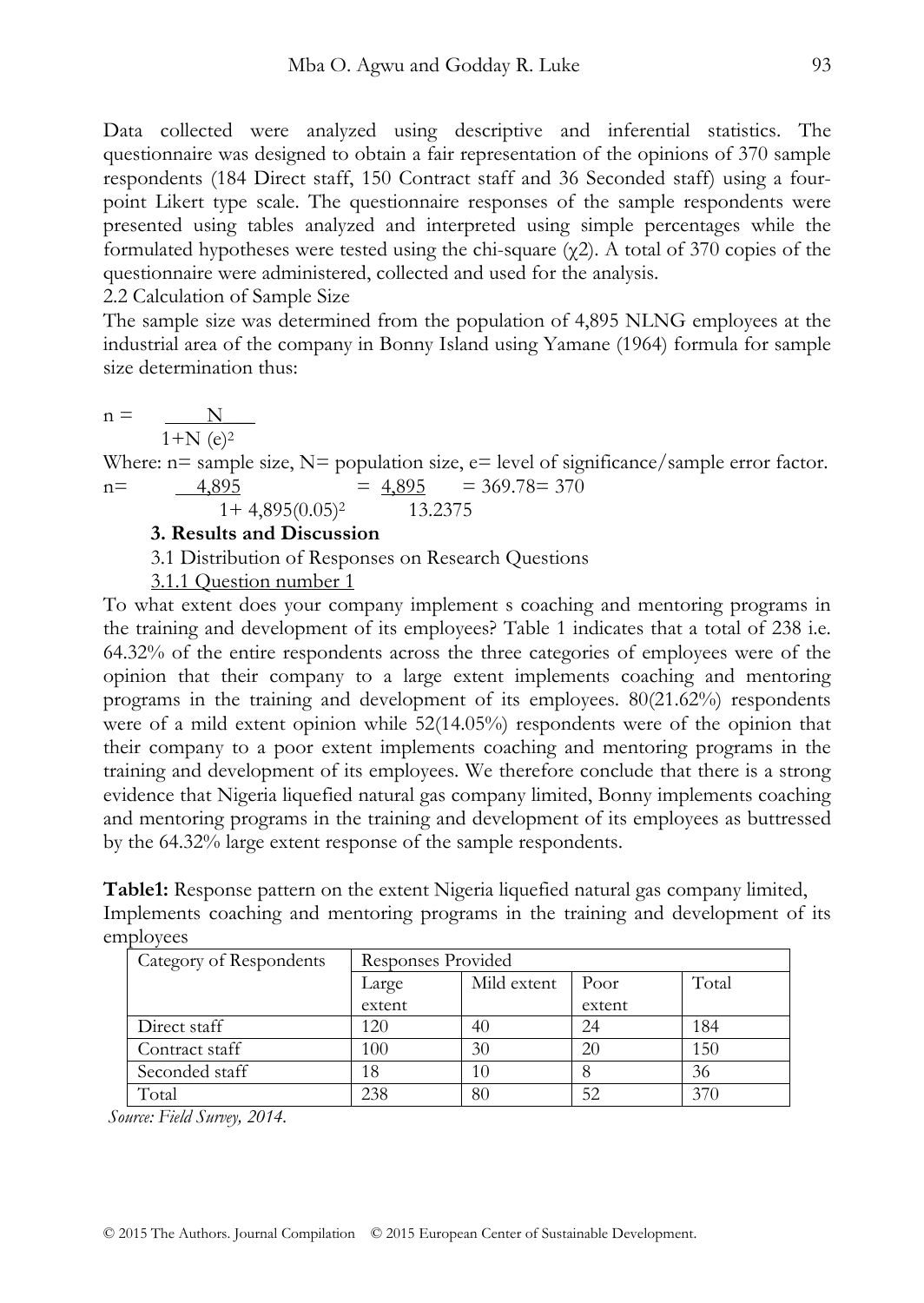Data collected were analyzed using descriptive and inferential statistics. The questionnaire was designed to obtain a fair representation of the opinions of 370 sample respondents (184 Direct staff, 150 Contract staff and 36 Seconded staff) using a four-point Likert type scale. The questionnaire responses of the sample respondents were presented using tables analyzed and interpreted using simple percentages while the formulated hypotheses were tested using the chi-square ($\chi 2$). A total of 370 copies of the questionnaire were administered, collected and used for the analysis.

2.2 Calculation of Sample Size

The sample size was determined from the population of 4,895 NLNG employees at the industrial area of the company in Bonny Island using Yamane (1964) formula for sample size determination thus:

$$n = \frac{N}{1+N(e)^2}$$

Where: n= sample size, N= population size, e= level of significance/sample error factor.

$$n = \frac{4,895}{1+4,895(0.05)^2} = \frac{4,895}{13.2375} = 369.78 = 370$$

## 3. Results and Discussion

### 3.1 Distribution of Responses on Research Questions

#### 3.1.1 Question number 1

To what extent does your company implement s coaching and mentoring programs in the training and development of its employees? Table 1 indicates that a total of 238 i.e. 64.32% of the entire respondents across the three categories of employees were of the opinion that their company to a large extent implements coaching and mentoring programs in the training and development of its employees. 80(21.62%) respondents were of a mild extent opinion while 52(14.05%) respondents were of the opinion that their company to a poor extent implements coaching and mentoring programs in the training and development of its employees. We therefore conclude that there is a strong evidence that Nigeria liquefied natural gas company limited, Bonny implements coaching and mentoring programs in the training and development of its employees as buttressed by the 64.32% large extent response of the sample respondents.

**Table1:** Response pattern on the extent Nigeria liquefied natural gas company limited, Implements coaching and mentoring programs in the training and development of its employees

| Category of Respondents | Responses Provided | | | |
|---|---|---|---|---|
| | Large extent | Mild extent | Poor extent | Total |
| Direct staff | 120 | 40 | 24 | 184 |
| Contract staff | 100 | 30 | 20 | 150 |
| Seconded staff | 18 | 10 | 8 | 36 |
| Total | 238 | 80 | 52 | 370 |

*Source: Field Survey, 2014.*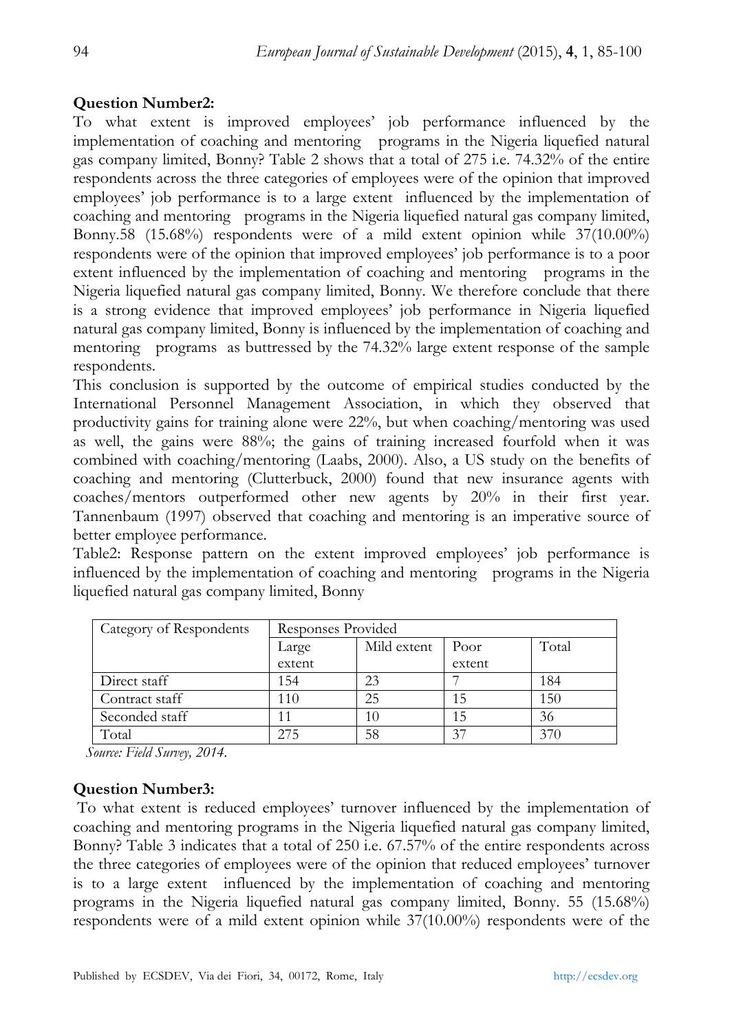**Question Number2:**

To what extent is improved employees' job performance influenced by the implementation of coaching and mentoring programs in the Nigeria liquefied natural gas company limited, Bonny? Table 2 shows that a total of 275 i.e. 74.32% of the entire respondents across the three categories of employees were of the opinion that improved employees' job performance is to a large extent influenced by the implementation of coaching and mentoring programs in the Nigeria liquefied natural gas company limited, Bonny.58 (15.68%) respondents were of a mild extent opinion while 37(10.00%) respondents were of the opinion that improved employees' job performance is to a poor extent influenced by the implementation of coaching and mentoring programs in the Nigeria liquefied natural gas company limited, Bonny. We therefore conclude that there is a strong evidence that improved employees' job performance in Nigeria liquefied natural gas company limited, Bonny is influenced by the implementation of coaching and mentoring programs as buttressed by the 74.32% large extent response of the sample respondents.

This conclusion is supported by the outcome of empirical studies conducted by the International Personnel Management Association, in which they observed that productivity gains for training alone were 22%, but when coaching/mentoring was used as well, the gains were 88%; the gains of training increased fourfold when it was combined with coaching/mentoring (Laabs, 2000). Also, a US study on the benefits of coaching and mentoring (Clutterbuck, 2000) found that new insurance agents with coaches/mentors outperformed other new agents by 20% in their first year. Tannenbaum (1997) observed that coaching and mentoring is an imperative source of better employee performance.

Table2: Response pattern on the extent improved employees' job performance is influenced by the implementation of coaching and mentoring programs in the Nigeria liquefied natural gas company limited, Bonny

| Category of Respondents | Responses Provided | | | |
|---|---|---|---|---|
| | Large extent | Mild extent | Poor extent | Total |
| Direct staff | 154 | 23 | 7 | 184 |
| Contract staff | 110 | 25 | 15 | 150 |
| Seconded staff | 11 | 10 | 15 | 36 |
| Total | 275 | 58 | 37 | 370 |

*Source: Field Survey, 2014.*

**Question Number3:**

To what extent is reduced employees' turnover influenced by the implementation of coaching and mentoring programs in the Nigeria liquefied natural gas company limited, Bonny? Table 3 indicates that a total of 250 i.e. 67.57% of the entire respondents across the three categories of employees were of the opinion that reduced employees' turnover is to a large extent influenced by the implementation of coaching and mentoring programs in the Nigeria liquefied natural gas company limited, Bonny. 55 (15.68%) respondents were of a mild extent opinion while 37(10.00%) respondents were of the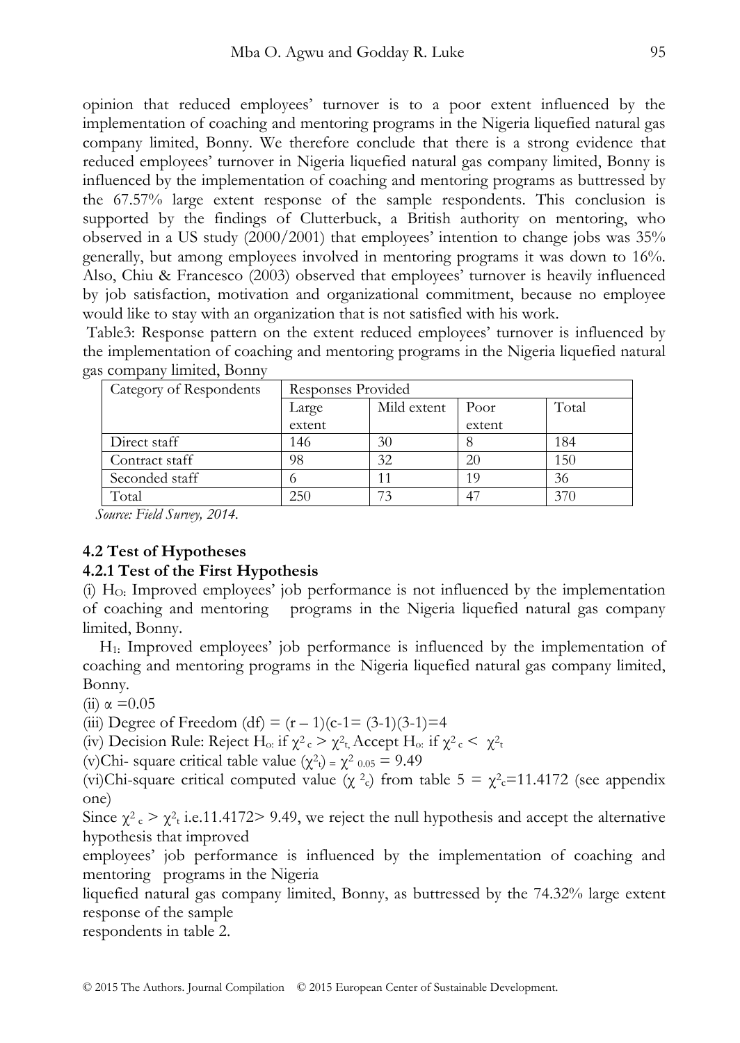opinion that reduced employees' turnover is to a poor extent influenced by the implementation of coaching and mentoring programs in the Nigeria liquefied natural gas company limited, Bonny. We therefore conclude that there is a strong evidence that reduced employees' turnover in Nigeria liquefied natural gas company limited, Bonny is influenced by the implementation of coaching and mentoring programs as buttressed by the 67.57% large extent response of the sample respondents. This conclusion is supported by the findings of Clutterbuck, a British authority on mentoring, who observed in a US study (2000/2001) that employees' intention to change jobs was 35% generally, but among employees involved in mentoring programs it was down to 16%. Also, Chiu & Francesco (2003) observed that employees' turnover is heavily influenced by job satisfaction, motivation and organizational commitment, because no employee would like to stay with an organization that is not satisfied with his work.

Table3: Response pattern on the extent reduced employees' turnover is influenced by the implementation of coaching and mentoring programs in the Nigeria liquefied natural gas company limited, Bonny

| Category of Respondents | Responses Provided | | | |
|---|---|---|---|---|
| | Large extent | Mild extent | Poor extent | Total |
| Direct staff | 146 | 30 | 8 | 184 |
| Contract staff | 98 | 32 | 20 | 150 |
| Seconded staff | 6 | 11 | 19 | 36 |
| Total | 250 | 73 | 47 | 370 |

*Source: Field Survey, 2014.*

### 4.2 Test of Hypotheses

#### 4.2.1 Test of the First Hypothesis

(i) $H_{O:}$ Improved employees' job performance is not influenced by the implementation of coaching and mentoring programs in the Nigeria liquefied natural gas company limited, Bonny.

$H_{1:}$ Improved employees' job performance is influenced by the implementation of coaching and mentoring programs in the Nigeria liquefied natural gas company limited, Bonny.

(ii) $\alpha = 0.05$

(iii) Degree of Freedom (df) = $(r - 1)(c-1= (3-1)(3-1)=4$

(iv) Decision Rule: Reject $H_{o:}$ if $\chi^2{}_c > \chi^2{}_t$, Accept $H_{o:}$ if $\chi^2{}_c < \chi^2{}_t$

(v)Chi- square critical table value $(\chi^2{}_t) = \chi^2{}_{0.05} = 9.49$

(vi)Chi-square critical computed value $(\chi^2{}_c)$ from table 5 = $\chi^2{}_c$=11.4172 (see appendix one)

Since $\chi^2{}_c > \chi^2{}_t$ i.e.11.4172> 9.49, we reject the null hypothesis and accept the alternative hypothesis that improved employees' job performance is influenced by the implementation of coaching and mentoring programs in the Nigeria liquefied natural gas company limited, Bonny, as buttressed by the 74.32% large extent response of the sample respondents in table 2.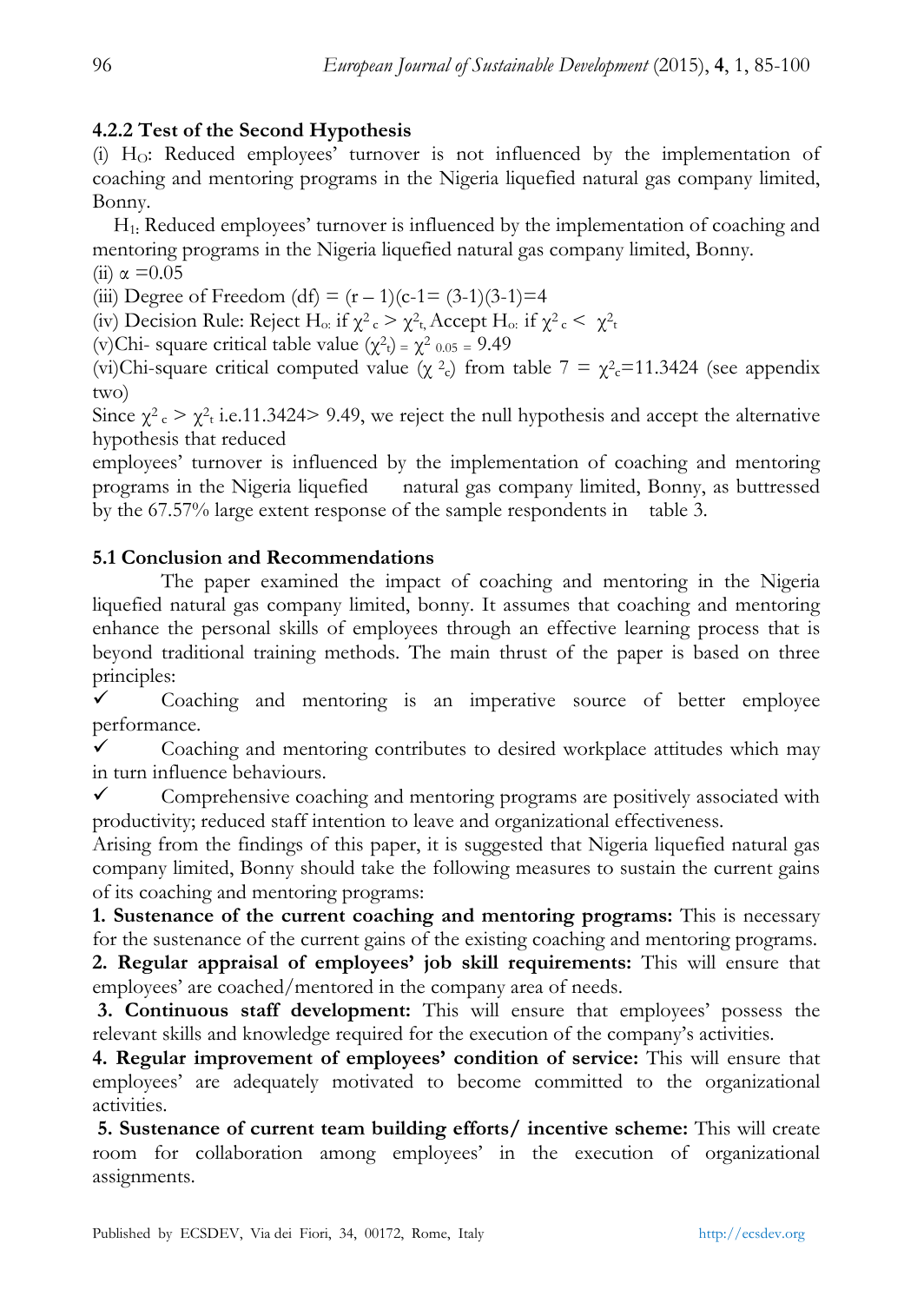### 4.2.2 Test of the Second Hypothesis

(i) $H_O$: Reduced employees' turnover is not influenced by the implementation of coaching and mentoring programs in the Nigeria liquefied natural gas company limited, Bonny.

$H_1$: Reduced employees' turnover is influenced by the implementation of coaching and mentoring programs in the Nigeria liquefied natural gas company limited, Bonny.

(ii) $\alpha = 0.05$

(iii) Degree of Freedom (df) = (r – 1)(c-1= (3-1)(3-1)=4

(iv) Decision Rule: Reject $H_o$: if $\chi^2_c > \chi^2_t$, Accept $H_o$: if $\chi^2_c < \chi^2_t$

(v)Chi- square critical table value $(\chi^2_t) = \chi^2_{0.05} = 9.49$

(vi)Chi-square critical computed value $(\chi^2_c)$ from table 7 = $\chi^2_c$=11.3424 (see appendix two)

Since $\chi^2_c > \chi^2_t$ i.e.11.3424> 9.49, we reject the null hypothesis and accept the alternative hypothesis that reduced employees' turnover is influenced by the implementation of coaching and mentoring programs in the Nigeria liquefied natural gas company limited, Bonny, as buttressed by the 67.57% large extent response of the sample respondents in table 3.

### 5.1 Conclusion and Recommendations

The paper examined the impact of coaching and mentoring in the Nigeria liquefied natural gas company limited, bonny. It assumes that coaching and mentoring enhance the personal skills of employees through an effective learning process that is beyond traditional training methods. The main thrust of the paper is based on three principles:

- ✓ Coaching and mentoring is an imperative source of better employee performance.
- ✓ Coaching and mentoring contributes to desired workplace attitudes which may in turn influence behaviours.
- ✓ Comprehensive coaching and mentoring programs are positively associated with productivity; reduced staff intention to leave and organizational effectiveness.

Arising from the findings of this paper, it is suggested that Nigeria liquefied natural gas company limited, Bonny should take the following measures to sustain the current gains of its coaching and mentoring programs:

**1. Sustenance of the current coaching and mentoring programs:** This is necessary for the sustenance of the current gains of the existing coaching and mentoring programs.

**2. Regular appraisal of employees' job skill requirements:** This will ensure that employees' are coached/mentored in the company area of needs.

**3. Continuous staff development:** This will ensure that employees' possess the relevant skills and knowledge required for the execution of the company's activities.

**4. Regular improvement of employees' condition of service:** This will ensure that employees' are adequately motivated to become committed to the organizational activities.

**5. Sustenance of current team building efforts/ incentive scheme:** This will create room for collaboration among employees' in the execution of organizational assignments.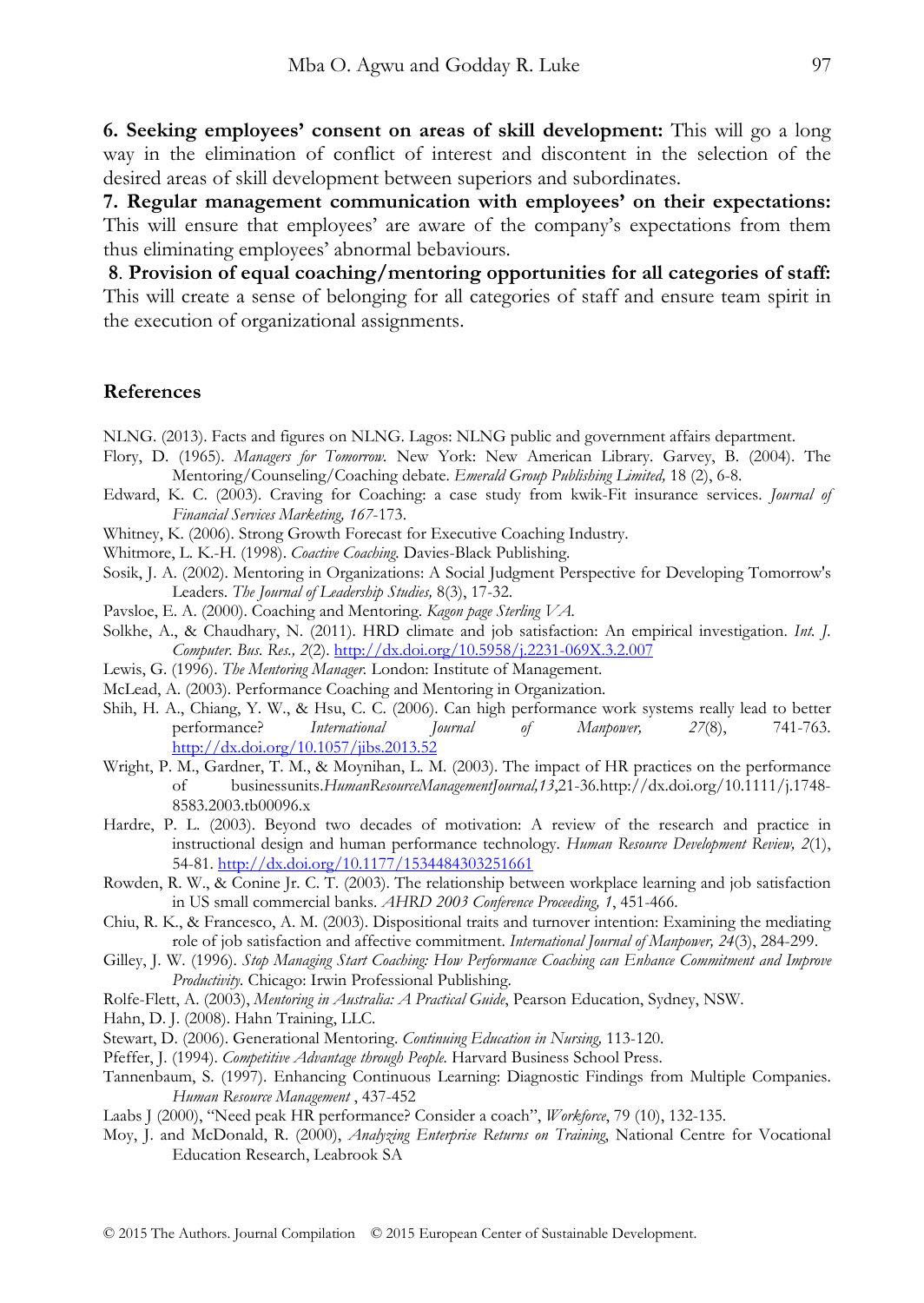**6. Seeking employees' consent on areas of skill development:** This will go a long way in the elimination of conflict of interest and discontent in the selection of the desired areas of skill development between superiors and subordinates.

**7. Regular management communication with employees' on their expectations:** This will ensure that employees' are aware of the company's expectations from them thus eliminating employees' abnormal bebaviours.

**8. Provision of equal coaching/mentoring opportunities for all categories of staff:** This will create a sense of belonging for all categories of staff and ensure team spirit in the execution of organizational assignments.

## References

NLNG. (2013). Facts and figures on NLNG. Lagos: NLNG public and government affairs department.

Flory, D. (1965). *Managers for Tomorrow.* New York: New American Library. Garvey, B. (2004). The Mentoring/Counseling/Coaching debate. *Emerald Group Publishing Limited,* 18 (2), 6-8.

Edward, K. C. (2003). Craving for Coaching: a case study from kwik-Fit insurance services. *Journal of Financial Services Marketing, 167*-173.

Whitney, K. (2006). Strong Growth Forecast for Executive Coaching Industry.

Whitmore, L. K.-H. (1998). *Coactive Coaching.* Davies-Black Publishing.

Sosik, J. A. (2002). Mentoring in Organizations: A Social Judgment Perspective for Developing Tomorrow's Leaders. *The Journal of Leadership Studies,* 8(3), 17-32.

Pavsloe, E. A. (2000). Coaching and Mentoring. *Kagon page Sterling VA.*

Solkhe, A., & Chaudhary, N. (2011). HRD climate and job satisfaction: An empirical investigation. *Int. J. Computer. Bus. Res., 2*(2). http://dx.doi.org/10.5958/j.2231-069X.3.2.007

Lewis, G. (1996). *The Mentoring Manager.* London: Institute of Management.

McLead, A. (2003). Performance Coaching and Mentoring in Organization.

Shih, H. A., Chiang, Y. W., & Hsu, C. C. (2006). Can high performance work systems really lead to better performance? *International Journal of Manpower, 27*(8), 741-763. http://dx.doi.org/10.1057/jibs.2013.52

Wright, P. M., Gardner, T. M., & Moynihan, L. M. (2003). The impact of HR practices on the performance of businessunits.*HumanResourceManagementJournal,13*,21-36.http://dx.doi.org/10.1111/j.1748-8583.2003.tb00096.x

Hardre, P. L. (2003). Beyond two decades of motivation: A review of the research and practice in instructional design and human performance technology. *Human Resource Development Review, 2*(1), 54-81. http://dx.doi.org/10.1177/1534484303251661

Rowden, R. W., & Conine Jr. C. T. (2003). The relationship between workplace learning and job satisfaction in US small commercial banks. *AHRD 2003 Conference Proceeding, 1*, 451-466.

Chiu, R. K., & Francesco, A. M. (2003). Dispositional traits and turnover intention: Examining the mediating role of job satisfaction and affective commitment. *International Journal of Manpower, 24*(3), 284-299.

Gilley, J. W. (1996). *Stop Managing Start Coaching: How Performance Coaching can Enhance Commitment and Improve Productivity.* Chicago: Irwin Professional Publishing.

Rolfe-Flett, A. (2003), *Mentoring in Australia: A Practical Guide*, Pearson Education, Sydney, NSW.

Hahn, D. J. (2008). Hahn Training, LLC.

Stewart, D. (2006). Generational Mentoring. *Continuing Education in Nursing,* 113-120.

Pfeffer, J. (1994). *Competitive Advantage through People.* Harvard Business School Press.

Tannenbaum, S. (1997). Enhancing Continuous Learning: Diagnostic Findings from Multiple Companies. *Human Resource Management* , 437-452

Laabs J (2000), "Need peak HR performance? Consider a coach", *Workforce*, 79 (10), 132-135.

Moy, J. and McDonald, R. (2000), *Analyzing Enterprise Returns on Training*, National Centre for Vocational Education Research, Leabrook SA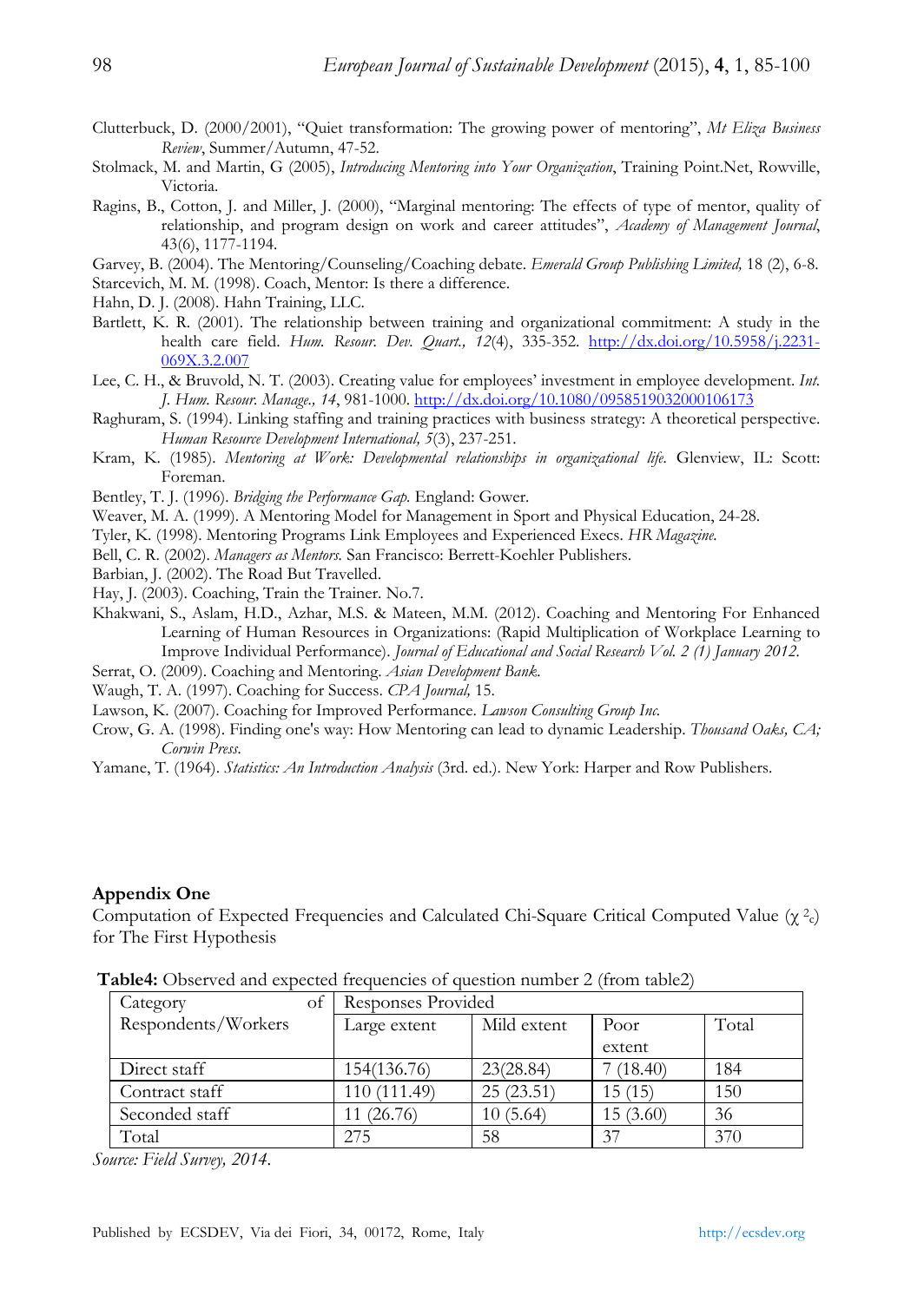Clutterbuck, D. (2000/2001), "Quiet transformation: The growing power of mentoring", *Mt Eliza Business Review*, Summer/Autumn, 47-52.

Stolmack, M. and Martin, G (2005), *Introducing Mentoring into Your Organization*, Training Point.Net, Rowville, Victoria.

Ragins, B., Cotton, J. and Miller, J. (2000), "Marginal mentoring: The effects of type of mentor, quality of relationship, and program design on work and career attitudes", *Academy of Management Journal*, 43(6), 1177-1194.

Garvey, B. (2004). The Mentoring/Counseling/Coaching debate. *Emerald Group Publishing Limited,* 18 (2), 6-8.

Starcevich, M. M. (1998). Coach, Mentor: Is there a difference.

Hahn, D. J. (2008). Hahn Training, LLC.

Bartlett, K. R. (2001). The relationship between training and organizational commitment: A study in the health care field. *Hum. Resour. Dev. Quart., 12*(4), 335-352. http://dx.doi.org/10.5958/j.2231-069X.3.2.007

Lee, C. H., & Bruvold, N. T. (2003). Creating value for employees' investment in employee development. *Int. J. Hum. Resour. Manage., 14*, 981-1000. http://dx.doi.org/10.1080/0958519032000106173

Raghuram, S. (1994). Linking staffing and training practices with business strategy: A theoretical perspective. *Human Resource Development International, 5*(3), 237-251.

Kram, K. (1985). *Mentoring at Work: Developmental relationships in organizational life*. Glenview, IL: Scott: Foreman.

Bentley, T. J. (1996). *Bridging the Performance Gap.* England: Gower.

Weaver, M. A. (1999). A Mentoring Model for Management in Sport and Physical Education, 24-28.

Tyler, K. (1998). Mentoring Programs Link Employees and Experienced Execs. *HR Magazine.*

Bell, C. R. (2002). *Managers as Mentors.* San Francisco: Berrett-Koehler Publishers.

Barbian, J. (2002). The Road But Travelled.

Hay, J. (2003). Coaching, Train the Trainer. No.7.

Khakwani, S., Aslam, H.D., Azhar, M.S. & Mateen, M.M. (2012). Coaching and Mentoring For Enhanced Learning of Human Resources in Organizations: (Rapid Multiplication of Workplace Learning to Improve Individual Performance). *Journal of Educational and Social Research Vol. 2 (1) January 2012.*

Serrat, O. (2009). Coaching and Mentoring. *Asian Development Bank.*

Waugh, T. A. (1997). Coaching for Success. *CPA Journal,* 15.

Lawson, K. (2007). Coaching for Improved Performance. *Lawson Consulting Group Inc.*

Crow, G. A. (1998). Finding one's way: How Mentoring can lead to dynamic Leadership. *Thousand Oaks, CA; Corwin Press.*

Yamane, T. (1964). *Statistics: An Introduction Analysis* (3rd. ed.). New York: Harper and Row Publishers.

## Appendix One

Computation of Expected Frequencies and Calculated Chi-Square Critical Computed Value ($\chi^2_c$) for The First Hypothesis

**Table4:** Observed and expected frequencies of question number 2 (from table2)

| Category of Respondents/Workers | Responses Provided | | | |
|---|---|---|---|---|
| | Large extent | Mild extent | Poor extent | Total |
| Direct staff | 154(136.76) | 23(28.84) | 7 (18.40) | 184 |
| Contract staff | 110 (111.49) | 25 (23.51) | 15 (15) | 150 |
| Seconded staff | 11 (26.76) | 10 (5.64) | 15 (3.60) | 36 |
| Total | 275 | 58 | 37 | 370 |

*Source: Field Survey, 2014.*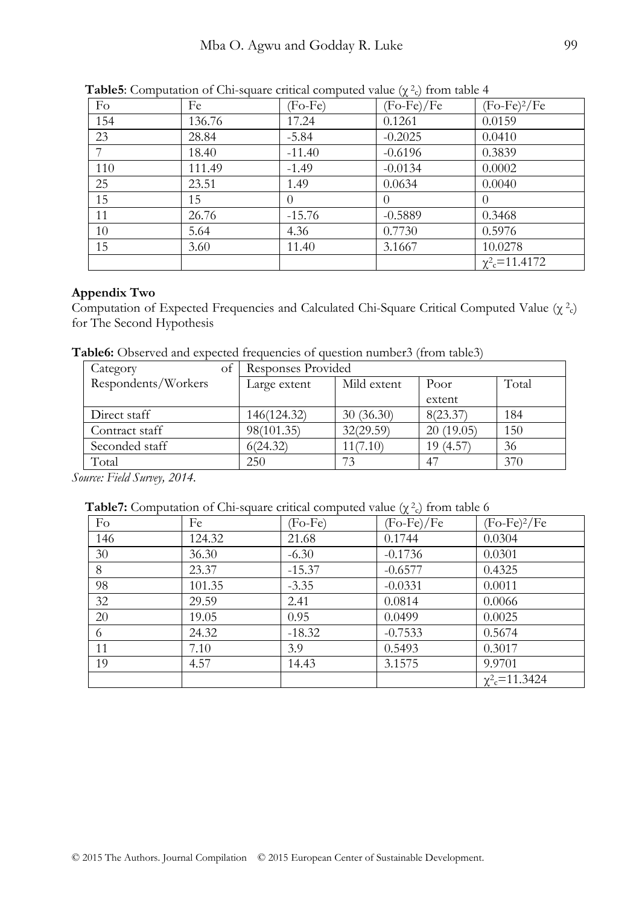**Table5**: Computation of Chi-square critical computed value ($\chi^2_c$) from table 4

| Fo | Fe | (Fo-Fe) | (Fo-Fe)/Fe | $(Fo-Fe)^2/Fe$ |
|---|---|---|---|---|
| 154 | 136.76 | 17.24 | 0.1261 | 0.0159 |
| 23 | 28.84 | -5.84 | -0.2025 | 0.0410 |
| 7 | 18.40 | -11.40 | -0.6196 | 0.3839 |
| 110 | 111.49 | -1.49 | -0.0134 | 0.0002 |
| 25 | 23.51 | 1.49 | 0.0634 | 0.0040 |
| 15 | 15 | 0 | 0 | 0 |
| 11 | 26.76 | -15.76 | -0.5889 | 0.3468 |
| 10 | 5.64 | 4.36 | 0.7730 | 0.5976 |
| 15 | 3.60 | 11.40 | 3.1667 | 10.0278 |
| | | | | $\chi^2_c$=11.4172 |

## Appendix Two

Computation of Expected Frequencies and Calculated Chi-Square Critical Computed Value ($\chi^2_c$) for The Second Hypothesis

**Table6:** Observed and expected frequencies of question number3 (from table3)

| Category of Respondents/Workers | Responses Provided | | | |
|---|---|---|---|---|
| | Large extent | Mild extent | Poor extent | Total |
| Direct staff | 146(124.32) | 30 (36.30) | 8(23.37) | 184 |
| Contract staff | 98(101.35) | 32(29.59) | 20 (19.05) | 150 |
| Seconded staff | 6(24.32) | 11(7.10) | 19 (4.57) | 36 |
| Total | 250 | 73 | 47 | 370 |

*Source: Field Survey, 2014.*

**Table7:** Computation of Chi-square critical computed value ($\chi^2_c$) from table 6

| Fo | Fe | (Fo-Fe) | (Fo-Fe)/Fe | $(Fo-Fe)^2/Fe$ |
|---|---|---|---|---|
| 146 | 124.32 | 21.68 | 0.1744 | 0.0304 |
| 30 | 36.30 | -6.30 | -0.1736 | 0.0301 |
| 8 | 23.37 | -15.37 | -0.6577 | 0.4325 |
| 98 | 101.35 | -3.35 | -0.0331 | 0.0011 |
| 32 | 29.59 | 2.41 | 0.0814 | 0.0066 |
| 20 | 19.05 | 0.95 | 0.0499 | 0.0025 |
| 6 | 24.32 | -18.32 | -0.7533 | 0.5674 |
| 11 | 7.10 | 3.9 | 0.5493 | 0.3017 |
| 19 | 4.57 | 14.43 | 3.1575 | 9.9701 |
| | | | | $\chi^2_c$=11.3424 |

© 2015 The Authors. Journal Compilation © 2015 European Center of Sustainable Development.